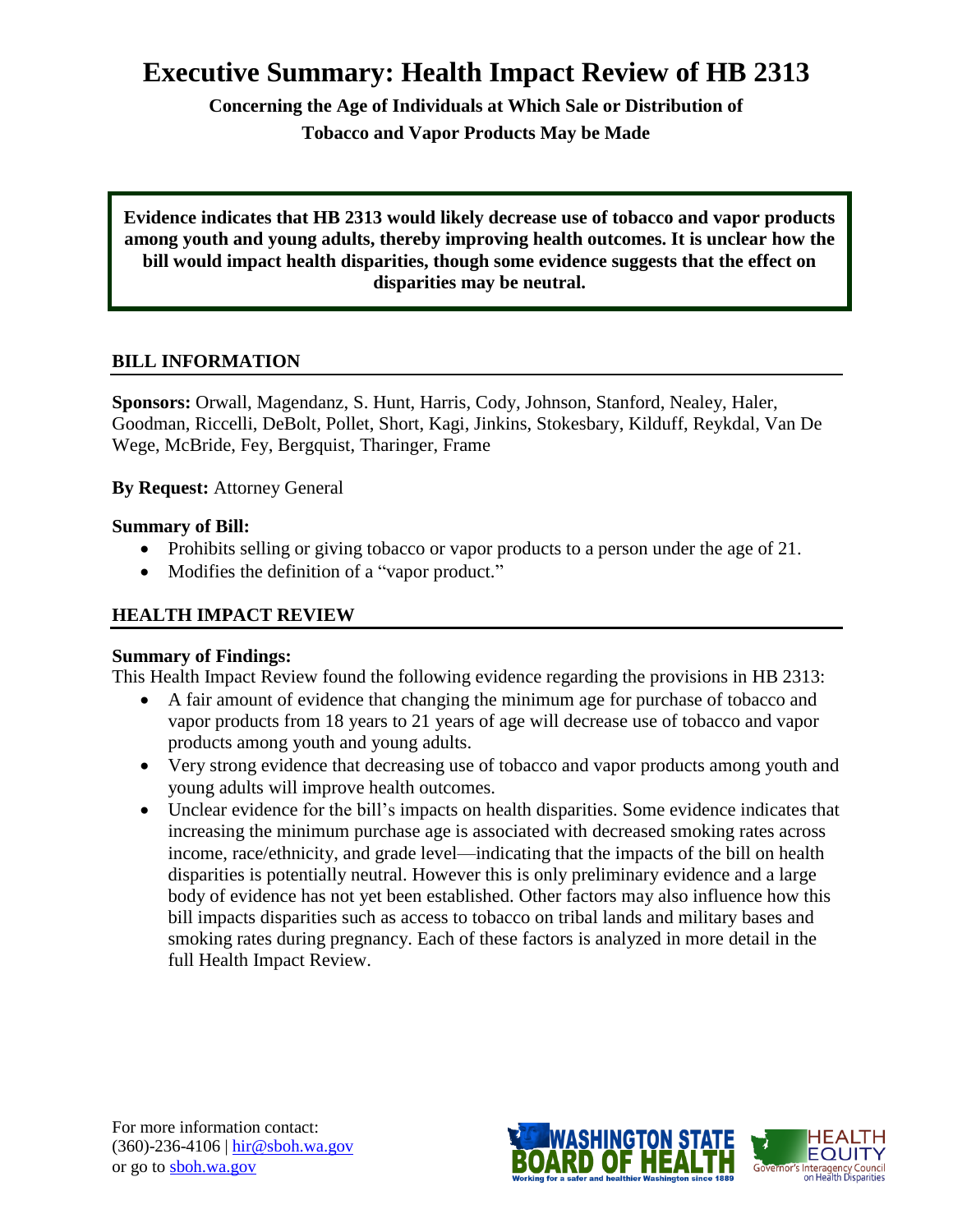# Executive Summary: Health Impact Review of HB 2313

**Concerning the Age of Individuals at Which Sale or Distribution of Tobacco and Vapor Products May be Made**

**Evidence indicates that HB 2313 would likely decrease use of tobacco and vapor products among youth and young adults, thereby improving health outcomes. It is unclear how the bill would impact health disparities, though some evidence suggests that the effect on disparities may be neutral.**

## BILL INFORMATION

**Sponsors:** Orwall, Magendanz, S. Hunt, Harris, Cody, Johnson, Stanford, Nealey, Haler, Goodman, Riccelli, DeBolt, Pollet, Short, Kagi, Jinkins, Stokesbary, Kilduff, Reykdal, Van De Wege, McBride, Fey, Bergquist, Tharinger, Frame

**By Request:** Attorney General

**Summary of Bill:**

- Prohibits selling or giving tobacco or vapor products to a person under the age of 21.
- Modifies the definition of a "vapor product."

## HEALTH IMPACT REVIEW

**Summary of Findings:**

This Health Impact Review found the following evidence regarding the provisions in HB 2313:

- A fair amount of evidence that changing the minimum age for purchase of tobacco and vapor products from 18 years to 21 years of age will decrease use of tobacco and vapor products among youth and young adults.
- Very strong evidence that decreasing use of tobacco and vapor products among youth and young adults will improve health outcomes.
- Unclear evidence for the bill's impacts on health disparities. Some evidence indicates that increasing the minimum purchase age is associated with decreased smoking rates across income, race/ethnicity, and grade level—indicating that the impacts of the bill on health disparities is potentially neutral. However this is only preliminary evidence and a large body of evidence has not yet been established. Other factors may also influence how this bill impacts disparities such as access to tobacco on tribal lands and military bases and smoking rates during pregnancy. Each of these factors is analyzed in more detail in the full Health Impact Review.

For more information contact:
(360)-236-4106 | hir@sboh.wa.gov
or go to sboh.wa.gov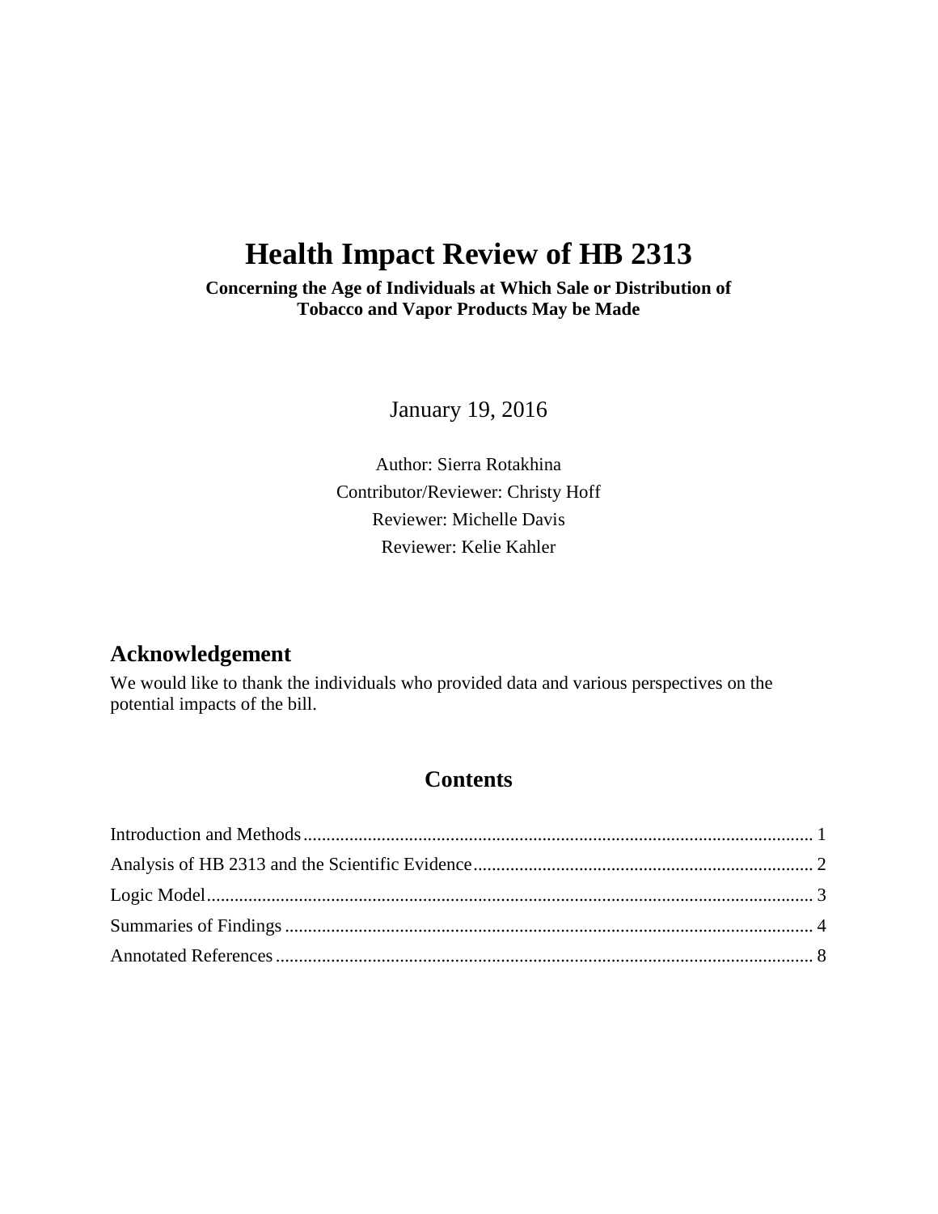# Health Impact Review of HB 2313

**Concerning the Age of Individuals at Which Sale or Distribution of Tobacco and Vapor Products May be Made**

January 19, 2016

Author: Sierra Rotakhina

Contributor/Reviewer: Christy Hoff

Reviewer: Michelle Davis

Reviewer: Kelie Kahler

## Acknowledgement

We would like to thank the individuals who provided data and various perspectives on the potential impacts of the bill.

## Contents

Introduction and Methods ........................................................................................................ 1

Analysis of HB 2313 and the Scientific Evidence ...................................................................... 2

Logic Model ................................................................................................................................ 3

Summaries of Findings ............................................................................................................... 4

Annotated References ................................................................................................................ 8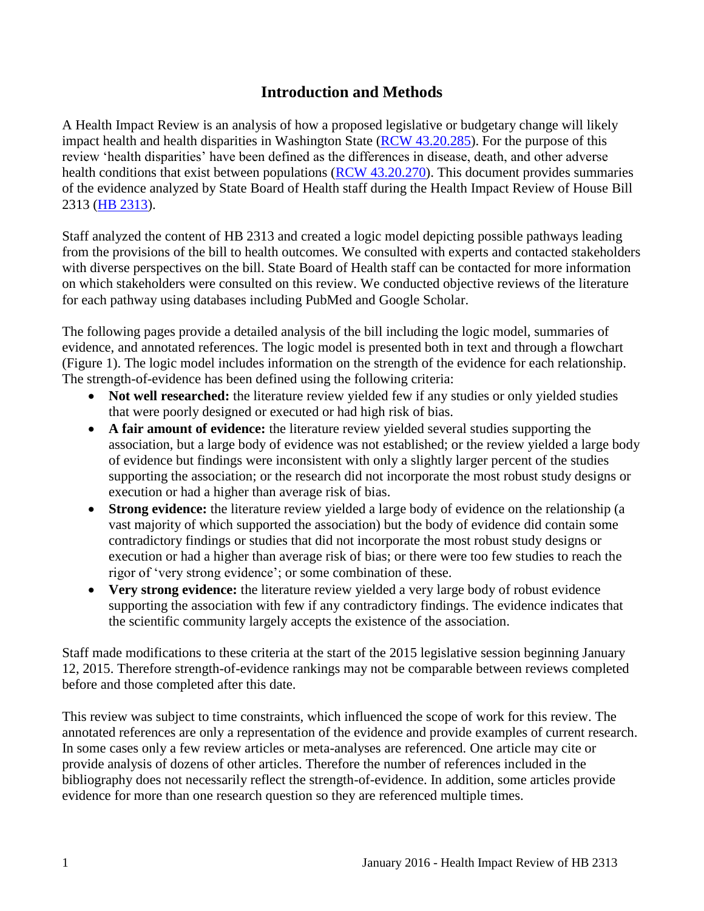# Introduction and Methods

A Health Impact Review is an analysis of how a proposed legislative or budgetary change will likely impact health and health disparities in Washington State ([RCW 43.20.285](#)). For the purpose of this review 'health disparities' have been defined as the differences in disease, death, and other adverse health conditions that exist between populations ([RCW 43.20.270](#)). This document provides summaries of the evidence analyzed by State Board of Health staff during the Health Impact Review of House Bill 2313 ([HB 2313](#)).

Staff analyzed the content of HB 2313 and created a logic model depicting possible pathways leading from the provisions of the bill to health outcomes. We consulted with experts and contacted stakeholders with diverse perspectives on the bill. State Board of Health staff can be contacted for more information on which stakeholders were consulted on this review. We conducted objective reviews of the literature for each pathway using databases including PubMed and Google Scholar.

The following pages provide a detailed analysis of the bill including the logic model, summaries of evidence, and annotated references. The logic model is presented both in text and through a flowchart (Figure 1). The logic model includes information on the strength of the evidence for each relationship. The strength-of-evidence has been defined using the following criteria:

- **Not well researched:** the literature review yielded few if any studies or only yielded studies that were poorly designed or executed or had high risk of bias.
- **A fair amount of evidence:** the literature review yielded several studies supporting the association, but a large body of evidence was not established; or the review yielded a large body of evidence but findings were inconsistent with only a slightly larger percent of the studies supporting the association; or the research did not incorporate the most robust study designs or execution or had a higher than average risk of bias.
- **Strong evidence:** the literature review yielded a large body of evidence on the relationship (a vast majority of which supported the association) but the body of evidence did contain some contradictory findings or studies that did not incorporate the most robust study designs or execution or had a higher than average risk of bias; or there were too few studies to reach the rigor of 'very strong evidence'; or some combination of these.
- **Very strong evidence:** the literature review yielded a very large body of robust evidence supporting the association with few if any contradictory findings. The evidence indicates that the scientific community largely accepts the existence of the association.

Staff made modifications to these criteria at the start of the 2015 legislative session beginning January 12, 2015. Therefore strength-of-evidence rankings may not be comparable between reviews completed before and those completed after this date.

This review was subject to time constraints, which influenced the scope of work for this review. The annotated references are only a representation of the evidence and provide examples of current research. In some cases only a few review articles or meta-analyses are referenced. One article may cite or provide analysis of dozens of other articles. Therefore the number of references included in the bibliography does not necessarily reflect the strength-of-evidence. In addition, some articles provide evidence for more than one research question so they are referenced multiple times.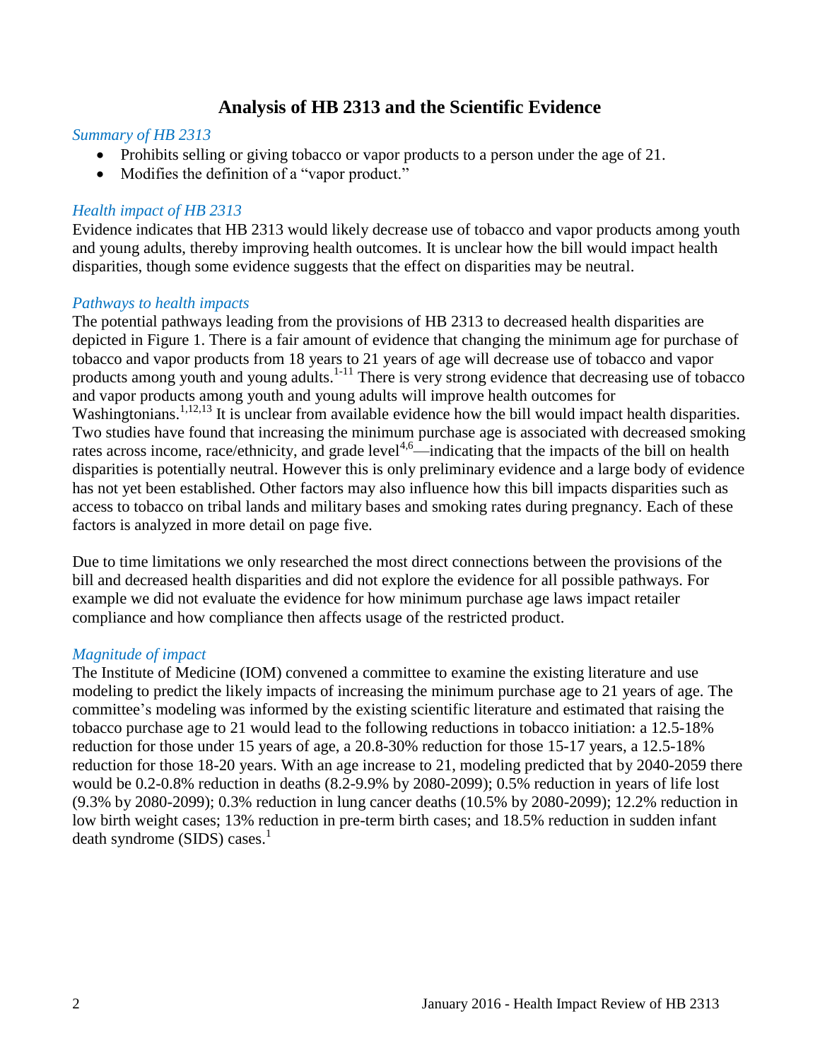# Analysis of HB 2313 and the Scientific Evidence

*Summary of HB 2313*

- Prohibits selling or giving tobacco or vapor products to a person under the age of 21.
- Modifies the definition of a "vapor product."

*Health impact of HB 2313*

Evidence indicates that HB 2313 would likely decrease use of tobacco and vapor products among youth and young adults, thereby improving health outcomes. It is unclear how the bill would impact health disparities, though some evidence suggests that the effect on disparities may be neutral.

*Pathways to health impacts*

The potential pathways leading from the provisions of HB 2313 to decreased health disparities are depicted in Figure 1. There is a fair amount of evidence that changing the minimum age for purchase of tobacco and vapor products from 18 years to 21 years of age will decrease use of tobacco and vapor products among youth and young adults.[1-11] There is very strong evidence that decreasing use of tobacco and vapor products among youth and young adults will improve health outcomes for Washingtonians.[1,12,13] It is unclear from available evidence how the bill would impact health disparities. Two studies have found that increasing the minimum purchase age is associated with decreased smoking rates across income, race/ethnicity, and grade level[4,6]—indicating that the impacts of the bill on health disparities is potentially neutral. However this is only preliminary evidence and a large body of evidence has not yet been established. Other factors may also influence how this bill impacts disparities such as access to tobacco on tribal lands and military bases and smoking rates during pregnancy. Each of these factors is analyzed in more detail on page five.

Due to time limitations we only researched the most direct connections between the provisions of the bill and decreased health disparities and did not explore the evidence for all possible pathways. For example we did not evaluate the evidence for how minimum purchase age laws impact retailer compliance and how compliance then affects usage of the restricted product.

*Magnitude of impact*

The Institute of Medicine (IOM) convened a committee to examine the existing literature and use modeling to predict the likely impacts of increasing the minimum purchase age to 21 years of age. The committee's modeling was informed by the existing scientific literature and estimated that raising the tobacco purchase age to 21 would lead to the following reductions in tobacco initiation: a 12.5-18% reduction for those under 15 years of age, a 20.8-30% reduction for those 15-17 years, a 12.5-18% reduction for those 18-20 years. With an age increase to 21, modeling predicted that by 2040-2059 there would be 0.2-0.8% reduction in deaths (8.2-9.9% by 2080-2099); 0.5% reduction in years of life lost (9.3% by 2080-2099); 0.3% reduction in lung cancer deaths (10.5% by 2080-2099); 12.2% reduction in low birth weight cases; 13% reduction in pre-term birth cases; and 18.5% reduction in sudden infant death syndrome (SIDS) cases.[1]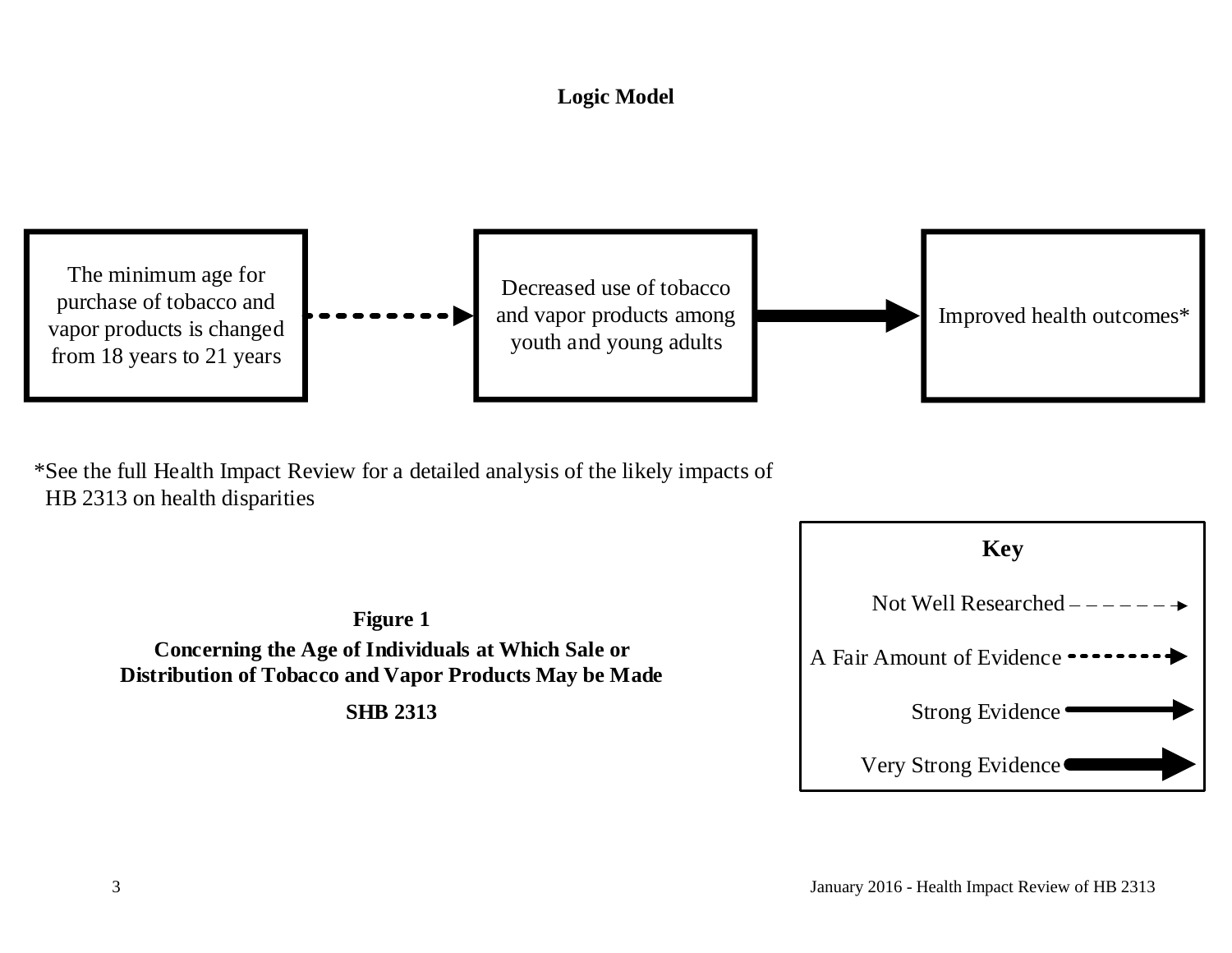**Logic Model**

The minimum age for purchase of tobacco and vapor products is changed from 18 years to 21 years

Decreased use of tobacco and vapor products among youth and young adults

Improved health outcomes*

*See the full Health Impact Review for a detailed analysis of the likely impacts of HB 2313 on health disparities

**Key**

Not Well Researched

A Fair Amount of Evidence

Strong Evidence

Very Strong Evidence

**Figure 1**

**Concerning the Age of Individuals at Which Sale or Distribution of Tobacco and Vapor Products May be Made**

**SHB 2313**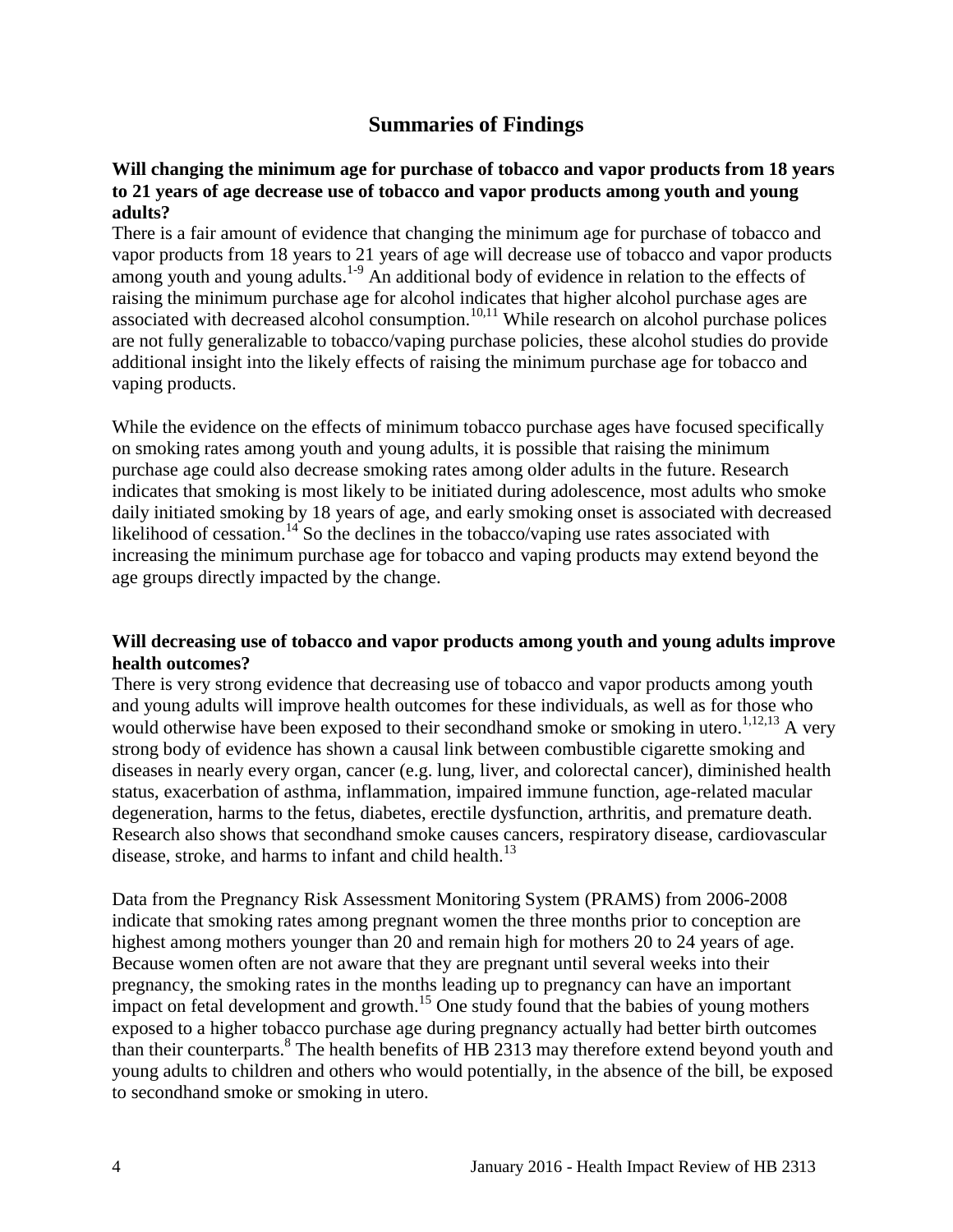## Summaries of Findings

**Will changing the minimum age for purchase of tobacco and vapor products from 18 years to 21 years of age decrease use of tobacco and vapor products among youth and young adults?**

There is a fair amount of evidence that changing the minimum age for purchase of tobacco and vapor products from 18 years to 21 years of age will decrease use of tobacco and vapor products among youth and young adults.[1-9] An additional body of evidence in relation to the effects of raising the minimum purchase age for alcohol indicates that higher alcohol purchase ages are associated with decreased alcohol consumption.[10,11] While research on alcohol purchase polices are not fully generalizable to tobacco/vaping purchase policies, these alcohol studies do provide additional insight into the likely effects of raising the minimum purchase age for tobacco and vaping products.

While the evidence on the effects of minimum tobacco purchase ages have focused specifically on smoking rates among youth and young adults, it is possible that raising the minimum purchase age could also decrease smoking rates among older adults in the future. Research indicates that smoking is most likely to be initiated during adolescence, most adults who smoke daily initiated smoking by 18 years of age, and early smoking onset is associated with decreased likelihood of cessation.[14] So the declines in the tobacco/vaping use rates associated with increasing the minimum purchase age for tobacco and vaping products may extend beyond the age groups directly impacted by the change.

**Will decreasing use of tobacco and vapor products among youth and young adults improve health outcomes?**

There is very strong evidence that decreasing use of tobacco and vapor products among youth and young adults will improve health outcomes for these individuals, as well as for those who would otherwise have been exposed to their secondhand smoke or smoking in utero.[1,12,13] A very strong body of evidence has shown a causal link between combustible cigarette smoking and diseases in nearly every organ, cancer (e.g. lung, liver, and colorectal cancer), diminished health status, exacerbation of asthma, inflammation, impaired immune function, age-related macular degeneration, harms to the fetus, diabetes, erectile dysfunction, arthritis, and premature death. Research also shows that secondhand smoke causes cancers, respiratory disease, cardiovascular disease, stroke, and harms to infant and child health.[13]

Data from the Pregnancy Risk Assessment Monitoring System (PRAMS) from 2006-2008 indicate that smoking rates among pregnant women the three months prior to conception are highest among mothers younger than 20 and remain high for mothers 20 to 24 years of age. Because women often are not aware that they are pregnant until several weeks into their pregnancy, the smoking rates in the months leading up to pregnancy can have an important impact on fetal development and growth.[15] One study found that the babies of young mothers exposed to a higher tobacco purchase age during pregnancy actually had better birth outcomes than their counterparts.[8] The health benefits of HB 2313 may therefore extend beyond youth and young adults to children and others who would potentially, in the absence of the bill, be exposed to secondhand smoke or smoking in utero.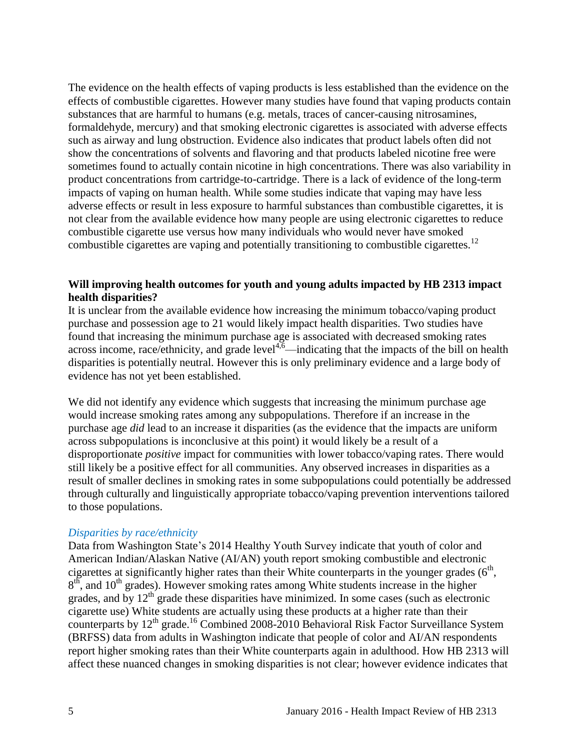The evidence on the health effects of vaping products is less established than the evidence on the effects of combustible cigarettes. However many studies have found that vaping products contain substances that are harmful to humans (e.g. metals, traces of cancer-causing nitrosamines, formaldehyde, mercury) and that smoking electronic cigarettes is associated with adverse effects such as airway and lung obstruction. Evidence also indicates that product labels often did not show the concentrations of solvents and flavoring and that products labeled nicotine free were sometimes found to actually contain nicotine in high concentrations. There was also variability in product concentrations from cartridge-to-cartridge. There is a lack of evidence of the long-term impacts of vaping on human health. While some studies indicate that vaping may have less adverse effects or result in less exposure to harmful substances than combustible cigarettes, it is not clear from the available evidence how many people are using electronic cigarettes to reduce combustible cigarette use versus how many individuals who would never have smoked combustible cigarettes are vaping and potentially transitioning to combustible cigarettes.[12]

**Will improving health outcomes for youth and young adults impacted by HB 2313 impact health disparities?**

It is unclear from the available evidence how increasing the minimum tobacco/vaping product purchase and possession age to 21 would likely impact health disparities. Two studies have found that increasing the minimum purchase age is associated with decreased smoking rates across income, race/ethnicity, and grade level[4,6]—indicating that the impacts of the bill on health disparities is potentially neutral. However this is only preliminary evidence and a large body of evidence has not yet been established.

We did not identify any evidence which suggests that increasing the minimum purchase age would increase smoking rates among any subpopulations. Therefore if an increase in the purchase age *did* lead to an increase it disparities (as the evidence that the impacts are uniform across subpopulations is inconclusive at this point) it would likely be a result of a disproportionate *positive* impact for communities with lower tobacco/vaping rates. There would still likely be a positive effect for all communities. Any observed increases in disparities as a result of smaller declines in smoking rates in some subpopulations could potentially be addressed through culturally and linguistically appropriate tobacco/vaping prevention interventions tailored to those populations.

*Disparities by race/ethnicity*

Data from Washington State's 2014 Healthy Youth Survey indicate that youth of color and American Indian/Alaskan Native (AI/AN) youth report smoking combustible and electronic cigarettes at significantly higher rates than their White counterparts in the younger grades (6th, 8th, and 10th grades). However smoking rates among White students increase in the higher grades, and by 12th grade these disparities have minimized. In some cases (such as electronic cigarette use) White students are actually using these products at a higher rate than their counterparts by 12th grade.[16] Combined 2008-2010 Behavioral Risk Factor Surveillance System (BRFSS) data from adults in Washington indicate that people of color and AI/AN respondents report higher smoking rates than their White counterparts again in adulthood. How HB 2313 will affect these nuanced changes in smoking disparities is not clear; however evidence indicates that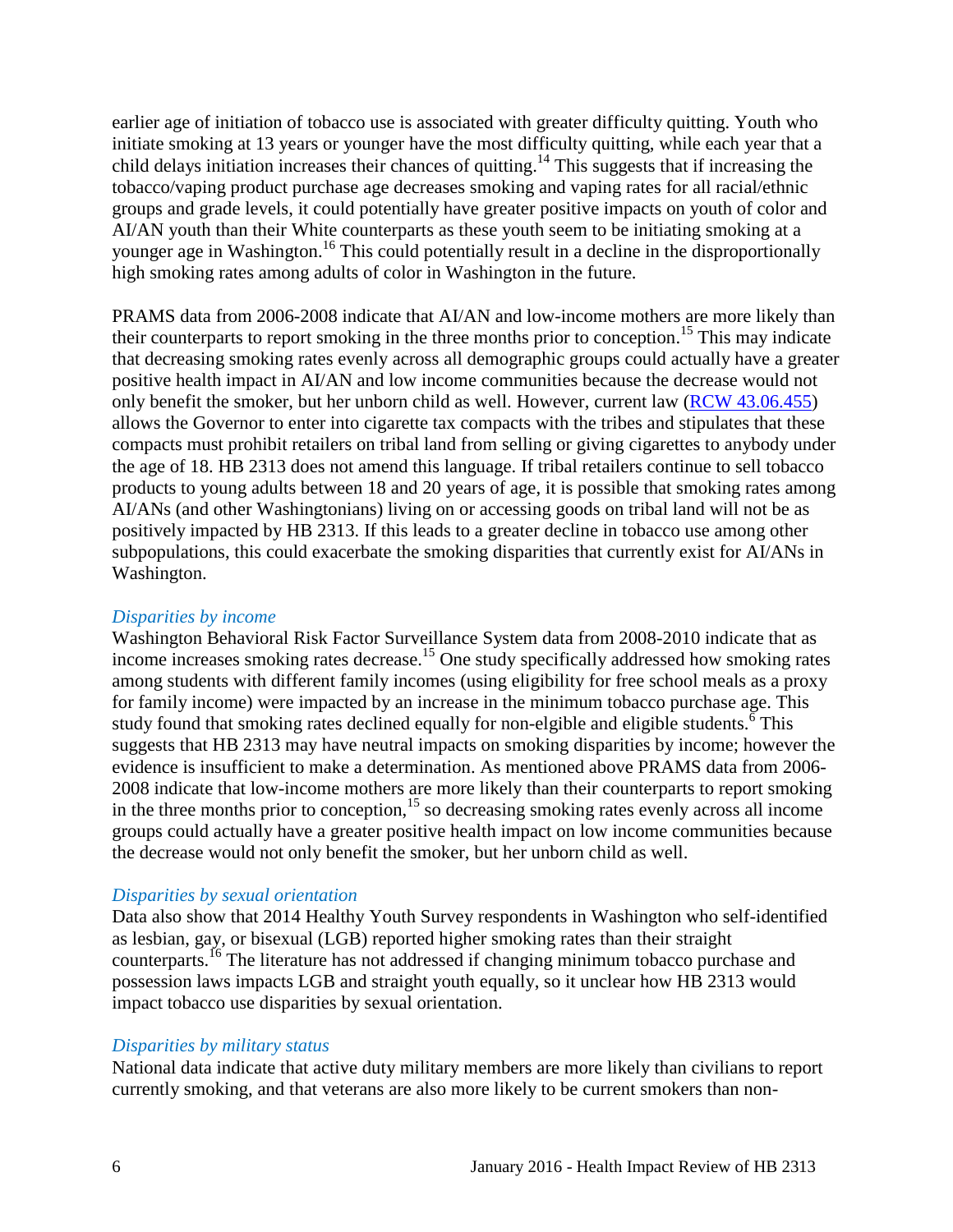earlier age of initiation of tobacco use is associated with greater difficulty quitting. Youth who initiate smoking at 13 years or younger have the most difficulty quitting, while each year that a child delays initiation increases their chances of quitting.[14] This suggests that if increasing the tobacco/vaping product purchase age decreases smoking and vaping rates for all racial/ethnic groups and grade levels, it could potentially have greater positive impacts on youth of color and AI/AN youth than their White counterparts as these youth seem to be initiating smoking at a younger age in Washington.[16] This could potentially result in a decline in the disproportionally high smoking rates among adults of color in Washington in the future.

PRAMS data from 2006-2008 indicate that AI/AN and low-income mothers are more likely than their counterparts to report smoking in the three months prior to conception.[15] This may indicate that decreasing smoking rates evenly across all demographic groups could actually have a greater positive health impact in AI/AN and low income communities because the decrease would not only benefit the smoker, but her unborn child as well. However, current law ([RCW 43.06.455]) allows the Governor to enter into cigarette tax compacts with the tribes and stipulates that these compacts must prohibit retailers on tribal land from selling or giving cigarettes to anybody under the age of 18. HB 2313 does not amend this language. If tribal retailers continue to sell tobacco products to young adults between 18 and 20 years of age, it is possible that smoking rates among AI/ANs (and other Washingtonians) living on or accessing goods on tribal land will not be as positively impacted by HB 2313. If this leads to a greater decline in tobacco use among other subpopulations, this could exacerbate the smoking disparities that currently exist for AI/ANs in Washington.

### *Disparities by income*

Washington Behavioral Risk Factor Surveillance System data from 2008-2010 indicate that as income increases smoking rates decrease.[15] One study specifically addressed how smoking rates among students with different family incomes (using eligibility for free school meals as a proxy for family income) were impacted by an increase in the minimum tobacco purchase age. This study found that smoking rates declined equally for non-elgible and eligible students.[6] This suggests that HB 2313 may have neutral impacts on smoking disparities by income; however the evidence is insufficient to make a determination. As mentioned above PRAMS data from 2006-2008 indicate that low-income mothers are more likely than their counterparts to report smoking in the three months prior to conception,[15] so decreasing smoking rates evenly across all income groups could actually have a greater positive health impact on low income communities because the decrease would not only benefit the smoker, but her unborn child as well.

### *Disparities by sexual orientation*

Data also show that 2014 Healthy Youth Survey respondents in Washington who self-identified as lesbian, gay, or bisexual (LGB) reported higher smoking rates than their straight counterparts.[16] The literature has not addressed if changing minimum tobacco purchase and possession laws impacts LGB and straight youth equally, so it unclear how HB 2313 would impact tobacco use disparities by sexual orientation.

### *Disparities by military status*

National data indicate that active duty military members are more likely than civilians to report currently smoking, and that veterans are also more likely to be current smokers than non-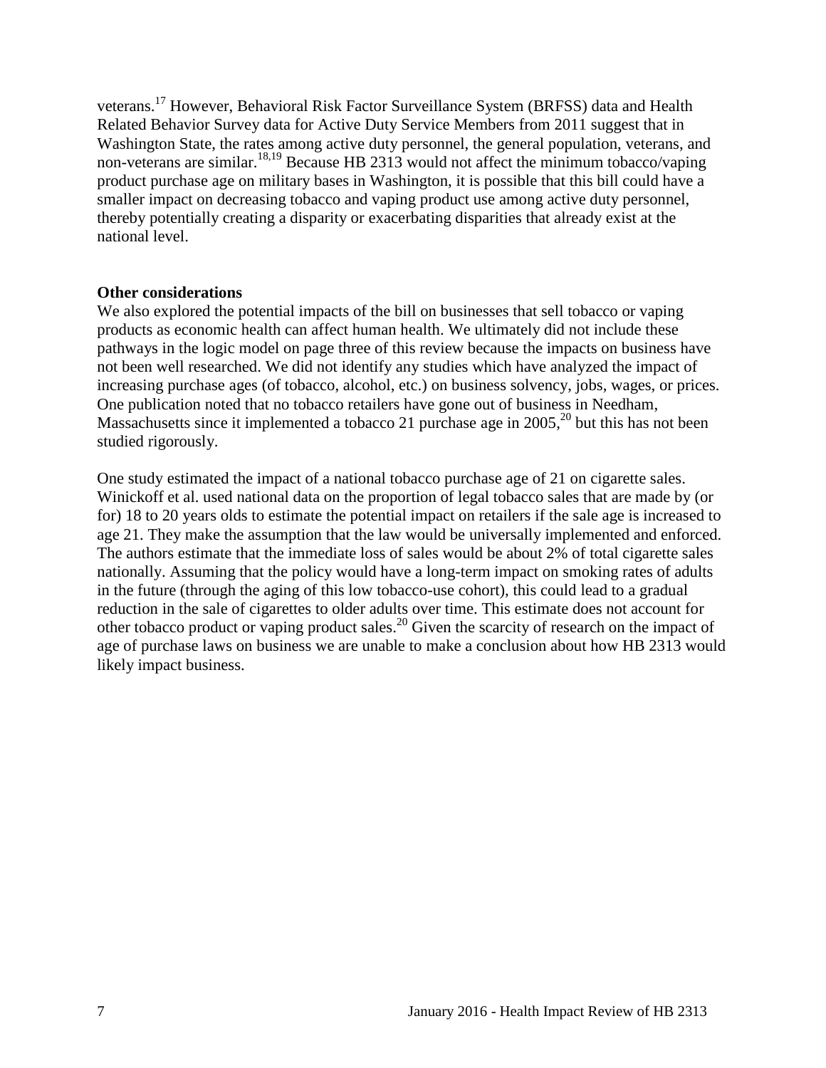veterans.[17] However, Behavioral Risk Factor Surveillance System (BRFSS) data and Health Related Behavior Survey data for Active Duty Service Members from 2011 suggest that in Washington State, the rates among active duty personnel, the general population, veterans, and non-veterans are similar.[18,19] Because HB 2313 would not affect the minimum tobacco/vaping product purchase age on military bases in Washington, it is possible that this bill could have a smaller impact on decreasing tobacco and vaping product use among active duty personnel, thereby potentially creating a disparity or exacerbating disparities that already exist at the national level.

**Other considerations**

We also explored the potential impacts of the bill on businesses that sell tobacco or vaping products as economic health can affect human health. We ultimately did not include these pathways in the logic model on page three of this review because the impacts on business have not been well researched. We did not identify any studies which have analyzed the impact of increasing purchase ages (of tobacco, alcohol, etc.) on business solvency, jobs, wages, or prices. One publication noted that no tobacco retailers have gone out of business in Needham, Massachusetts since it implemented a tobacco 21 purchase age in 2005,[20] but this has not been studied rigorously.

One study estimated the impact of a national tobacco purchase age of 21 on cigarette sales. Winickoff et al. used national data on the proportion of legal tobacco sales that are made by (or for) 18 to 20 years olds to estimate the potential impact on retailers if the sale age is increased to age 21. They make the assumption that the law would be universally implemented and enforced. The authors estimate that the immediate loss of sales would be about 2% of total cigarette sales nationally. Assuming that the policy would have a long-term impact on smoking rates of adults in the future (through the aging of this low tobacco-use cohort), this could lead to a gradual reduction in the sale of cigarettes to older adults over time. This estimate does not account for other tobacco product or vaping product sales.[20] Given the scarcity of research on the impact of age of purchase laws on business we are unable to make a conclusion about how HB 2313 would likely impact business.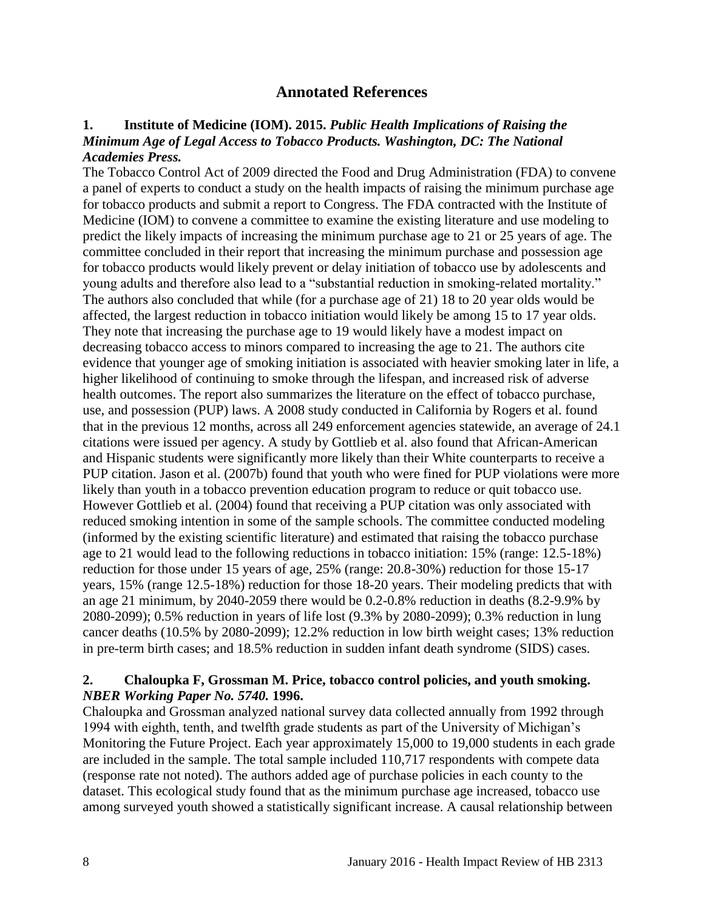# Annotated References

### 1. Institute of Medicine (IOM). 2015. *Public Health Implications of Raising the Minimum Age of Legal Access to Tobacco Products. Washington, DC: The National Academies Press.*

The Tobacco Control Act of 2009 directed the Food and Drug Administration (FDA) to convene a panel of experts to conduct a study on the health impacts of raising the minimum purchase age for tobacco products and submit a report to Congress. The FDA contracted with the Institute of Medicine (IOM) to convene a committee to examine the existing literature and use modeling to predict the likely impacts of increasing the minimum purchase age to 21 or 25 years of age. The committee concluded in their report that increasing the minimum purchase and possession age for tobacco products would likely prevent or delay initiation of tobacco use by adolescents and young adults and therefore also lead to a "substantial reduction in smoking-related mortality." The authors also concluded that while (for a purchase age of 21) 18 to 20 year olds would be affected, the largest reduction in tobacco initiation would likely be among 15 to 17 year olds. They note that increasing the purchase age to 19 would likely have a modest impact on decreasing tobacco access to minors compared to increasing the age to 21. The authors cite evidence that younger age of smoking initiation is associated with heavier smoking later in life, a higher likelihood of continuing to smoke through the lifespan, and increased risk of adverse health outcomes. The report also summarizes the literature on the effect of tobacco purchase, use, and possession (PUP) laws. A 2008 study conducted in California by Rogers et al. found that in the previous 12 months, across all 249 enforcement agencies statewide, an average of 24.1 citations were issued per agency. A study by Gottlieb et al. also found that African-American and Hispanic students were significantly more likely than their White counterparts to receive a PUP citation. Jason et al. (2007b) found that youth who were fined for PUP violations were more likely than youth in a tobacco prevention education program to reduce or quit tobacco use. However Gottlieb et al. (2004) found that receiving a PUP citation was only associated with reduced smoking intention in some of the sample schools. The committee conducted modeling (informed by the existing scientific literature) and estimated that raising the tobacco purchase age to 21 would lead to the following reductions in tobacco initiation: 15% (range: 12.5-18%) reduction for those under 15 years of age, 25% (range: 20.8-30%) reduction for those 15-17 years, 15% (range 12.5-18%) reduction for those 18-20 years. Their modeling predicts that with an age 21 minimum, by 2040-2059 there would be 0.2-0.8% reduction in deaths (8.2-9.9% by 2080-2099); 0.5% reduction in years of life lost (9.3% by 2080-2099); 0.3% reduction in lung cancer deaths (10.5% by 2080-2099); 12.2% reduction in low birth weight cases; 13% reduction in pre-term birth cases; and 18.5% reduction in sudden infant death syndrome (SIDS) cases.

### 2. Chaloupka F, Grossman M. Price, tobacco control policies, and youth smoking. *NBER Working Paper No. 5740.* 1996.

Chaloupka and Grossman analyzed national survey data collected annually from 1992 through 1994 with eighth, tenth, and twelfth grade students as part of the University of Michigan's Monitoring the Future Project. Each year approximately 15,000 to 19,000 students in each grade are included in the sample. The total sample included 110,717 respondents with compete data (response rate not noted). The authors added age of purchase policies in each county to the dataset. This ecological study found that as the minimum purchase age increased, tobacco use among surveyed youth showed a statistically significant increase. A causal relationship between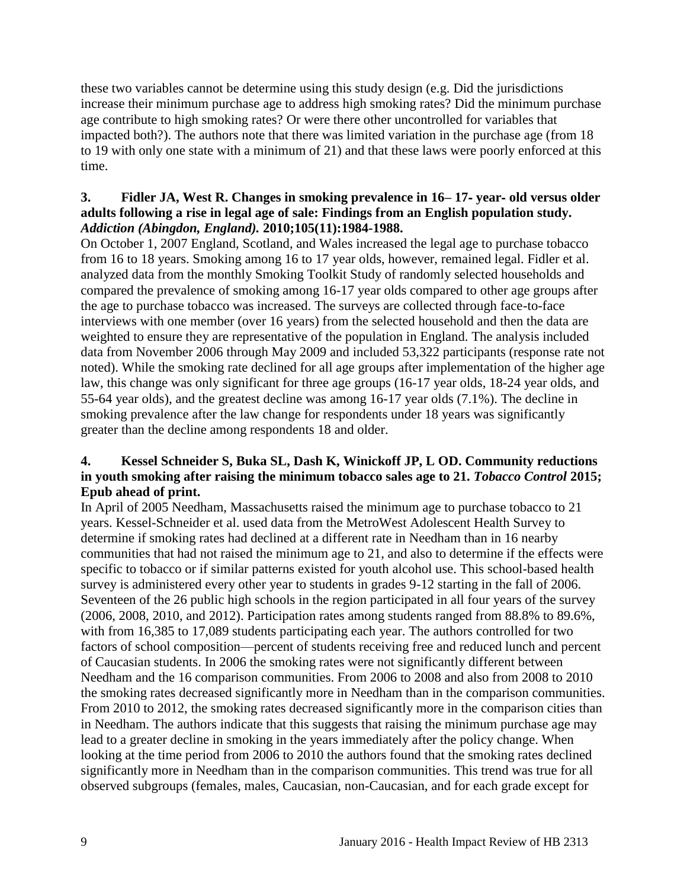these two variables cannot be determine using this study design (e.g. Did the jurisdictions increase their minimum purchase age to address high smoking rates? Did the minimum purchase age contribute to high smoking rates? Or were there other uncontrolled for variables that impacted both?). The authors note that there was limited variation in the purchase age (from 18 to 19 with only one state with a minimum of 21) and that these laws were poorly enforced at this time.

**3. Fidler JA, West R. Changes in smoking prevalence in 16– 17- year- old versus older adults following a rise in legal age of sale: Findings from an English population study. *Addiction (Abingdon, England).* 2010;105(11):1984-1988.**

On October 1, 2007 England, Scotland, and Wales increased the legal age to purchase tobacco from 16 to 18 years. Smoking among 16 to 17 year olds, however, remained legal. Fidler et al. analyzed data from the monthly Smoking Toolkit Study of randomly selected households and compared the prevalence of smoking among 16-17 year olds compared to other age groups after the age to purchase tobacco was increased. The surveys are collected through face-to-face interviews with one member (over 16 years) from the selected household and then the data are weighted to ensure they are representative of the population in England. The analysis included data from November 2006 through May 2009 and included 53,322 participants (response rate not noted). While the smoking rate declined for all age groups after implementation of the higher age law, this change was only significant for three age groups (16-17 year olds, 18-24 year olds, and 55-64 year olds), and the greatest decline was among 16-17 year olds (7.1%). The decline in smoking prevalence after the law change for respondents under 18 years was significantly greater than the decline among respondents 18 and older.

**4. Kessel Schneider S, Buka SL, Dash K, Winickoff JP, L OD. Community reductions in youth smoking after raising the minimum tobacco sales age to 21. *Tobacco Control* 2015; Epub ahead of print.**

In April of 2005 Needham, Massachusetts raised the minimum age to purchase tobacco to 21 years. Kessel-Schneider et al. used data from the MetroWest Adolescent Health Survey to determine if smoking rates had declined at a different rate in Needham than in 16 nearby communities that had not raised the minimum age to 21, and also to determine if the effects were specific to tobacco or if similar patterns existed for youth alcohol use. This school-based health survey is administered every other year to students in grades 9-12 starting in the fall of 2006. Seventeen of the 26 public high schools in the region participated in all four years of the survey (2006, 2008, 2010, and 2012). Participation rates among students ranged from 88.8% to 89.6%, with from 16,385 to 17,089 students participating each year. The authors controlled for two factors of school composition—percent of students receiving free and reduced lunch and percent of Caucasian students. In 2006 the smoking rates were not significantly different between Needham and the 16 comparison communities. From 2006 to 2008 and also from 2008 to 2010 the smoking rates decreased significantly more in Needham than in the comparison communities. From 2010 to 2012, the smoking rates decreased significantly more in the comparison cities than in Needham. The authors indicate that this suggests that raising the minimum purchase age may lead to a greater decline in smoking in the years immediately after the policy change. When looking at the time period from 2006 to 2010 the authors found that the smoking rates declined significantly more in Needham than in the comparison communities. This trend was true for all observed subgroups (females, males, Caucasian, non-Caucasian, and for each grade except for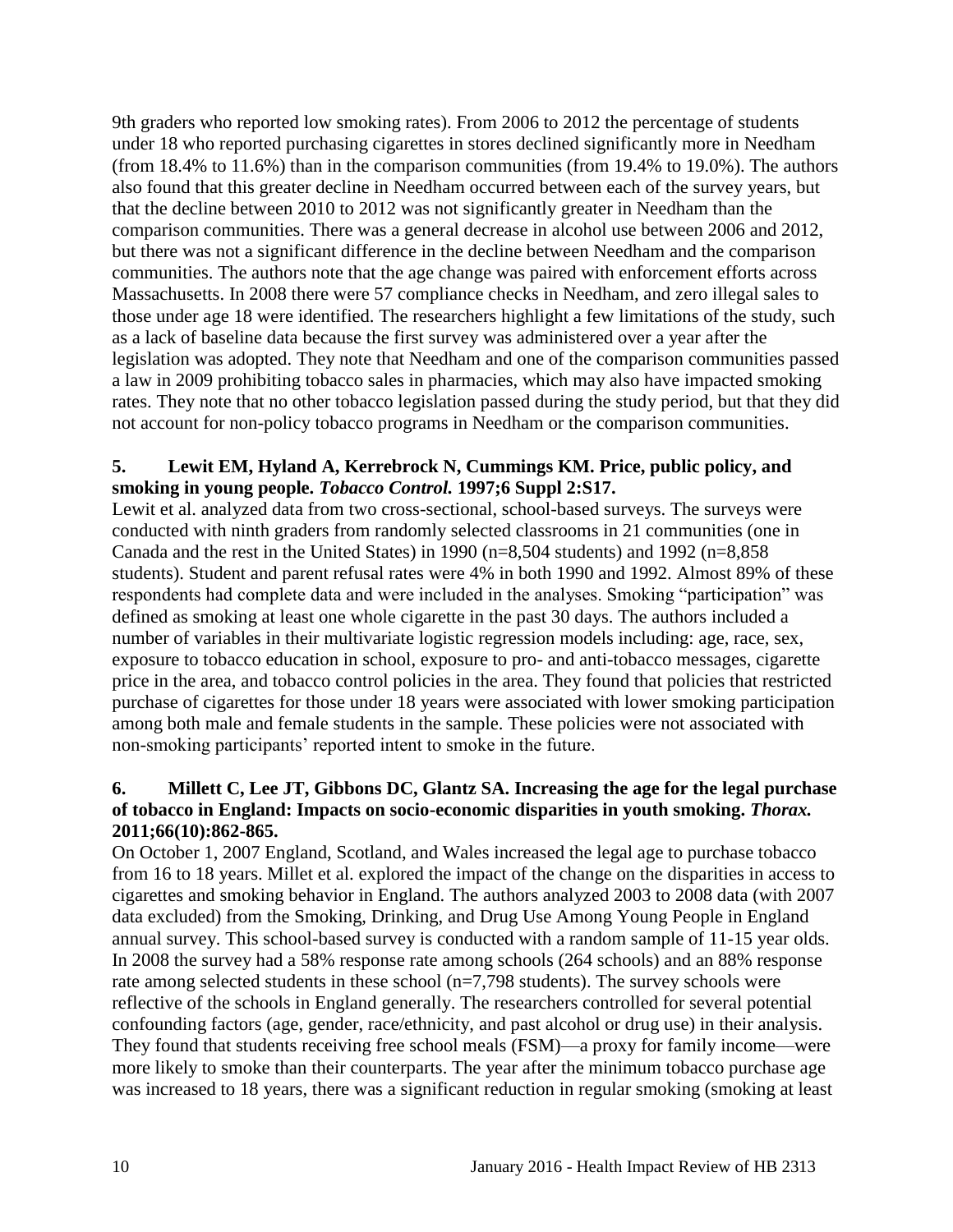9th graders who reported low smoking rates). From 2006 to 2012 the percentage of students under 18 who reported purchasing cigarettes in stores declined significantly more in Needham (from 18.4% to 11.6%) than in the comparison communities (from 19.4% to 19.0%). The authors also found that this greater decline in Needham occurred between each of the survey years, but that the decline between 2010 to 2012 was not significantly greater in Needham than the comparison communities. There was a general decrease in alcohol use between 2006 and 2012, but there was not a significant difference in the decline between Needham and the comparison communities. The authors note that the age change was paired with enforcement efforts across Massachusetts. In 2008 there were 57 compliance checks in Needham, and zero illegal sales to those under age 18 were identified. The researchers highlight a few limitations of the study, such as a lack of baseline data because the first survey was administered over a year after the legislation was adopted. They note that Needham and one of the comparison communities passed a law in 2009 prohibiting tobacco sales in pharmacies, which may also have impacted smoking rates. They note that no other tobacco legislation passed during the study period, but that they did not account for non-policy tobacco programs in Needham or the comparison communities.

**5. Lewit EM, Hyland A, Kerrebrock N, Cummings KM. Price, public policy, and smoking in young people. *Tobacco Control.* 1997;6 Suppl 2:S17.**

Lewit et al. analyzed data from two cross-sectional, school-based surveys. The surveys were conducted with ninth graders from randomly selected classrooms in 21 communities (one in Canada and the rest in the United States) in 1990 (n=8,504 students) and 1992 (n=8,858 students). Student and parent refusal rates were 4% in both 1990 and 1992. Almost 89% of these respondents had complete data and were included in the analyses. Smoking "participation" was defined as smoking at least one whole cigarette in the past 30 days. The authors included a number of variables in their multivariate logistic regression models including: age, race, sex, exposure to tobacco education in school, exposure to pro- and anti-tobacco messages, cigarette price in the area, and tobacco control policies in the area. They found that policies that restricted purchase of cigarettes for those under 18 years were associated with lower smoking participation among both male and female students in the sample. These policies were not associated with non-smoking participants' reported intent to smoke in the future.

**6. Millett C, Lee JT, Gibbons DC, Glantz SA. Increasing the age for the legal purchase of tobacco in England: Impacts on socio-economic disparities in youth smoking. *Thorax.* 2011;66(10):862-865.**

On October 1, 2007 England, Scotland, and Wales increased the legal age to purchase tobacco from 16 to 18 years. Millet et al. explored the impact of the change on the disparities in access to cigarettes and smoking behavior in England. The authors analyzed 2003 to 2008 data (with 2007 data excluded) from the Smoking, Drinking, and Drug Use Among Young People in England annual survey. This school-based survey is conducted with a random sample of 11-15 year olds. In 2008 the survey had a 58% response rate among schools (264 schools) and an 88% response rate among selected students in these school (n=7,798 students). The survey schools were reflective of the schools in England generally. The researchers controlled for several potential confounding factors (age, gender, race/ethnicity, and past alcohol or drug use) in their analysis. They found that students receiving free school meals (FSM)—a proxy for family income—were more likely to smoke than their counterparts. The year after the minimum tobacco purchase age was increased to 18 years, there was a significant reduction in regular smoking (smoking at least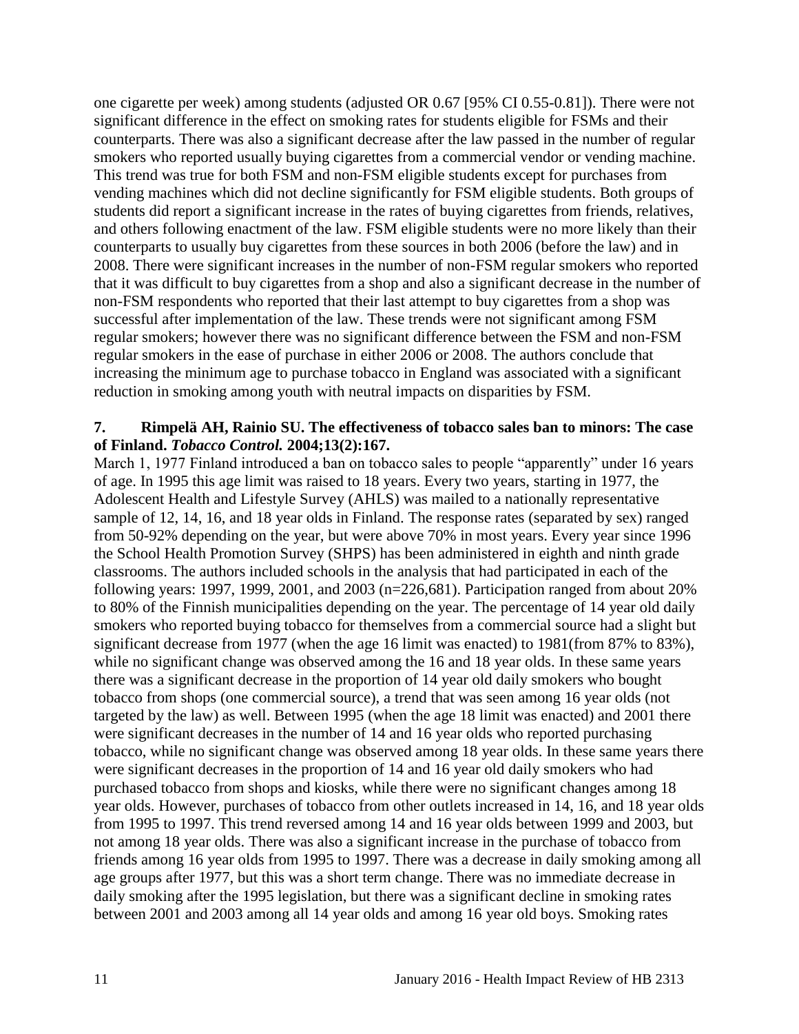one cigarette per week) among students (adjusted OR 0.67 [95% CI 0.55-0.81]). There were not significant difference in the effect on smoking rates for students eligible for FSMs and their counterparts. There was also a significant decrease after the law passed in the number of regular smokers who reported usually buying cigarettes from a commercial vendor or vending machine. This trend was true for both FSM and non-FSM eligible students except for purchases from vending machines which did not decline significantly for FSM eligible students. Both groups of students did report a significant increase in the rates of buying cigarettes from friends, relatives, and others following enactment of the law. FSM eligible students were no more likely than their counterparts to usually buy cigarettes from these sources in both 2006 (before the law) and in 2008. There were significant increases in the number of non-FSM regular smokers who reported that it was difficult to buy cigarettes from a shop and also a significant decrease in the number of non-FSM respondents who reported that their last attempt to buy cigarettes from a shop was successful after implementation of the law. These trends were not significant among FSM regular smokers; however there was no significant difference between the FSM and non-FSM regular smokers in the ease of purchase in either 2006 or 2008. The authors conclude that increasing the minimum age to purchase tobacco in England was associated with a significant reduction in smoking among youth with neutral impacts on disparities by FSM.

**7. Rimpelä AH, Rainio SU. The effectiveness of tobacco sales ban to minors: The case of Finland. *Tobacco Control.* 2004;13(2):167.**

March 1, 1977 Finland introduced a ban on tobacco sales to people "apparently" under 16 years of age. In 1995 this age limit was raised to 18 years. Every two years, starting in 1977, the Adolescent Health and Lifestyle Survey (AHLS) was mailed to a nationally representative sample of 12, 14, 16, and 18 year olds in Finland. The response rates (separated by sex) ranged from 50-92% depending on the year, but were above 70% in most years. Every year since 1996 the School Health Promotion Survey (SHPS) has been administered in eighth and ninth grade classrooms. The authors included schools in the analysis that had participated in each of the following years: 1997, 1999, 2001, and 2003 (n=226,681). Participation ranged from about 20% to 80% of the Finnish municipalities depending on the year. The percentage of 14 year old daily smokers who reported buying tobacco for themselves from a commercial source had a slight but significant decrease from 1977 (when the age 16 limit was enacted) to 1981(from 87% to 83%), while no significant change was observed among the 16 and 18 year olds. In these same years there was a significant decrease in the proportion of 14 year old daily smokers who bought tobacco from shops (one commercial source), a trend that was seen among 16 year olds (not targeted by the law) as well. Between 1995 (when the age 18 limit was enacted) and 2001 there were significant decreases in the number of 14 and 16 year olds who reported purchasing tobacco, while no significant change was observed among 18 year olds. In these same years there were significant decreases in the proportion of 14 and 16 year old daily smokers who had purchased tobacco from shops and kiosks, while there were no significant changes among 18 year olds. However, purchases of tobacco from other outlets increased in 14, 16, and 18 year olds from 1995 to 1997. This trend reversed among 14 and 16 year olds between 1999 and 2003, but not among 18 year olds. There was also a significant increase in the purchase of tobacco from friends among 16 year olds from 1995 to 1997. There was a decrease in daily smoking among all age groups after 1977, but this was a short term change. There was no immediate decrease in daily smoking after the 1995 legislation, but there was a significant decline in smoking rates between 2001 and 2003 among all 14 year olds and among 16 year old boys. Smoking rates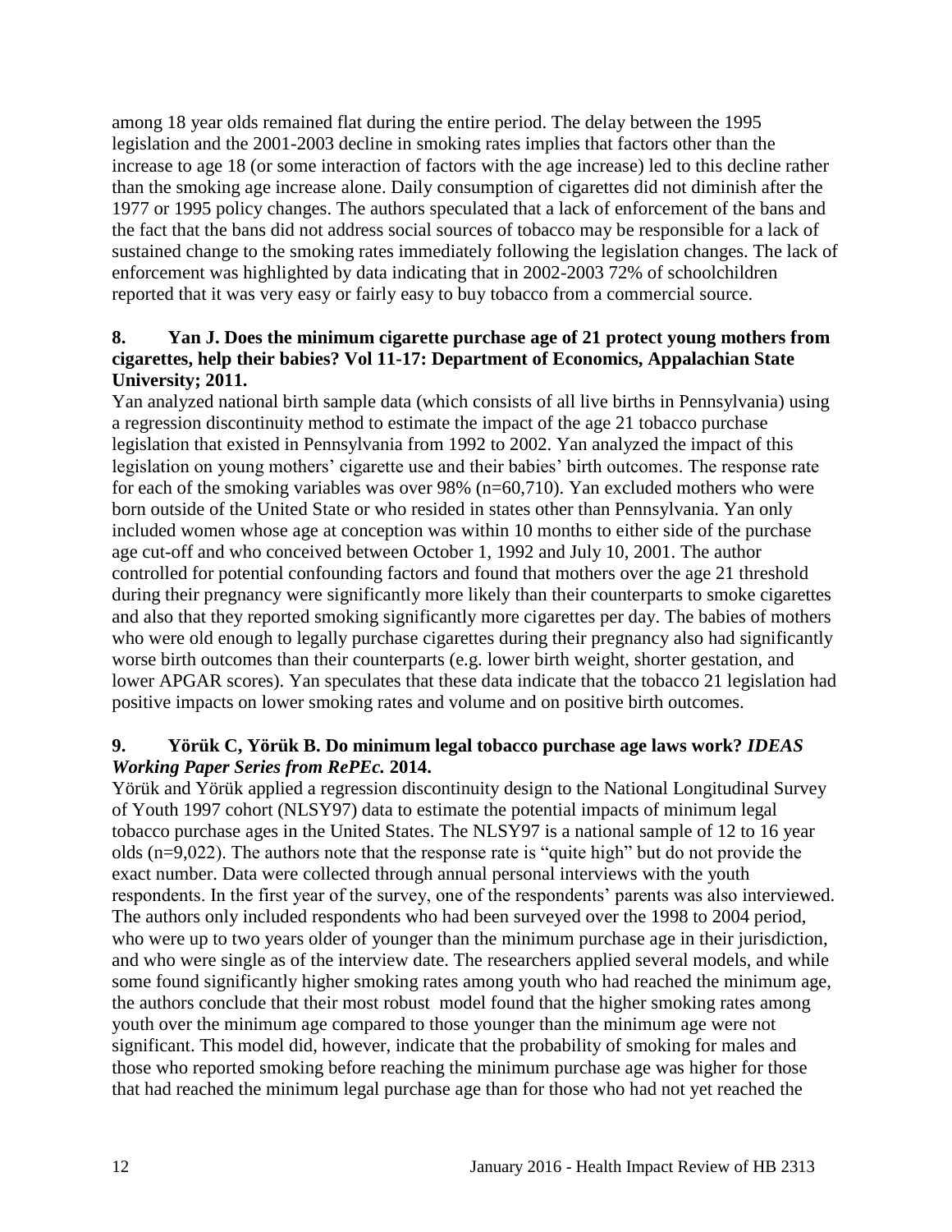among 18 year olds remained flat during the entire period. The delay between the 1995 legislation and the 2001-2003 decline in smoking rates implies that factors other than the increase to age 18 (or some interaction of factors with the age increase) led to this decline rather than the smoking age increase alone. Daily consumption of cigarettes did not diminish after the 1977 or 1995 policy changes. The authors speculated that a lack of enforcement of the bans and the fact that the bans did not address social sources of tobacco may be responsible for a lack of sustained change to the smoking rates immediately following the legislation changes. The lack of enforcement was highlighted by data indicating that in 2002-2003 72% of schoolchildren reported that it was very easy or fairly easy to buy tobacco from a commercial source.

**8. Yan J. Does the minimum cigarette purchase age of 21 protect young mothers from cigarettes, help their babies? Vol 11-17: Department of Economics, Appalachian State University; 2011.**

Yan analyzed national birth sample data (which consists of all live births in Pennsylvania) using a regression discontinuity method to estimate the impact of the age 21 tobacco purchase legislation that existed in Pennsylvania from 1992 to 2002. Yan analyzed the impact of this legislation on young mothers' cigarette use and their babies' birth outcomes. The response rate for each of the smoking variables was over 98% (n=60,710). Yan excluded mothers who were born outside of the United State or who resided in states other than Pennsylvania. Yan only included women whose age at conception was within 10 months to either side of the purchase age cut-off and who conceived between October 1, 1992 and July 10, 2001. The author controlled for potential confounding factors and found that mothers over the age 21 threshold during their pregnancy were significantly more likely than their counterparts to smoke cigarettes and also that they reported smoking significantly more cigarettes per day. The babies of mothers who were old enough to legally purchase cigarettes during their pregnancy also had significantly worse birth outcomes than their counterparts (e.g. lower birth weight, shorter gestation, and lower APGAR scores). Yan speculates that these data indicate that the tobacco 21 legislation had positive impacts on lower smoking rates and volume and on positive birth outcomes.

**9. Yörük C, Yörük B. Do minimum legal tobacco purchase age laws work? *IDEAS Working Paper Series from RePEc.* 2014.**

Yörük and Yörük applied a regression discontinuity design to the National Longitudinal Survey of Youth 1997 cohort (NLSY97) data to estimate the potential impacts of minimum legal tobacco purchase ages in the United States. The NLSY97 is a national sample of 12 to 16 year olds (n=9,022). The authors note that the response rate is "quite high" but do not provide the exact number. Data were collected through annual personal interviews with the youth respondents. In the first year of the survey, one of the respondents' parents was also interviewed. The authors only included respondents who had been surveyed over the 1998 to 2004 period, who were up to two years older of younger than the minimum purchase age in their jurisdiction, and who were single as of the interview date. The researchers applied several models, and while some found significantly higher smoking rates among youth who had reached the minimum age, the authors conclude that their most robust model found that the higher smoking rates among youth over the minimum age compared to those younger than the minimum age were not significant. This model did, however, indicate that the probability of smoking for males and those who reported smoking before reaching the minimum purchase age was higher for those that had reached the minimum legal purchase age than for those who had not yet reached the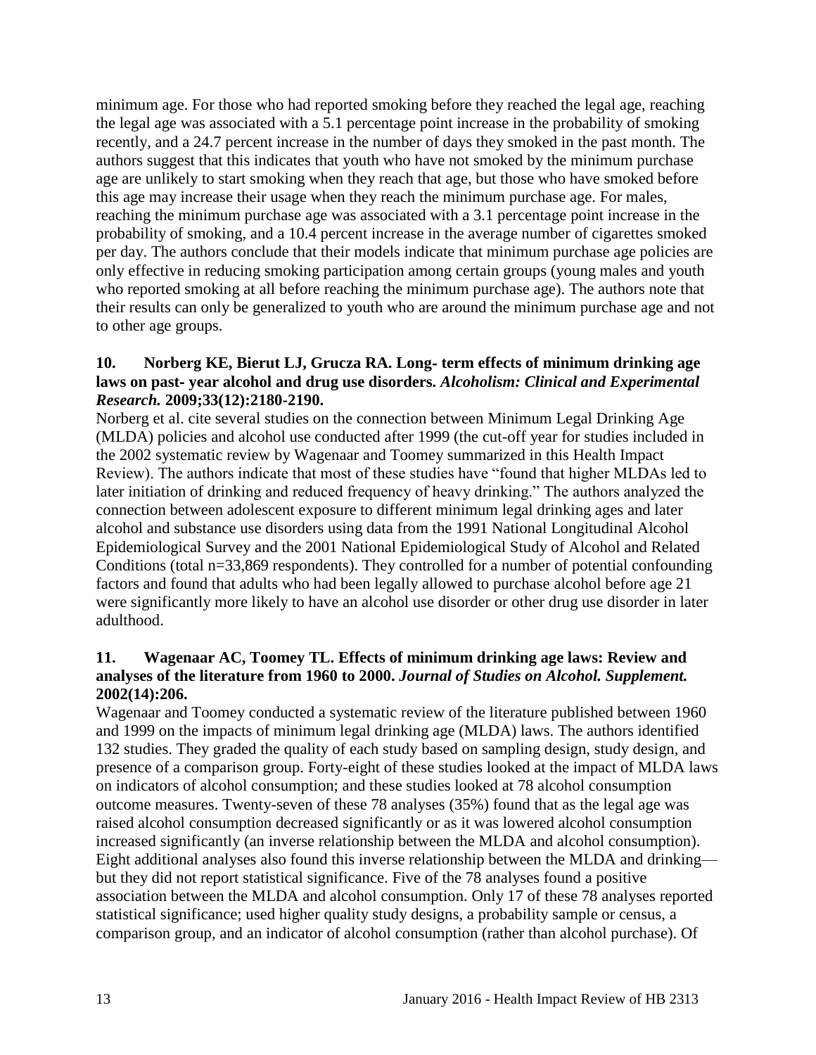minimum age. For those who had reported smoking before they reached the legal age, reaching the legal age was associated with a 5.1 percentage point increase in the probability of smoking recently, and a 24.7 percent increase in the number of days they smoked in the past month. The authors suggest that this indicates that youth who have not smoked by the minimum purchase age are unlikely to start smoking when they reach that age, but those who have smoked before this age may increase their usage when they reach the minimum purchase age. For males, reaching the minimum purchase age was associated with a 3.1 percentage point increase in the probability of smoking, and a 10.4 percent increase in the average number of cigarettes smoked per day. The authors conclude that their models indicate that minimum purchase age policies are only effective in reducing smoking participation among certain groups (young males and youth who reported smoking at all before reaching the minimum purchase age). The authors note that their results can only be generalized to youth who are around the minimum purchase age and not to other age groups.

### 10. Norberg KE, Bierut LJ, Grucza RA. Long- term effects of minimum drinking age laws on past- year alcohol and drug use disorders. *Alcoholism: Clinical and Experimental Research.* 2009;33(12):2180-2190.

Norberg et al. cite several studies on the connection between Minimum Legal Drinking Age (MLDA) policies and alcohol use conducted after 1999 (the cut-off year for studies included in the 2002 systematic review by Wagenaar and Toomey summarized in this Health Impact Review). The authors indicate that most of these studies have "found that higher MLDAs led to later initiation of drinking and reduced frequency of heavy drinking." The authors analyzed the connection between adolescent exposure to different minimum legal drinking ages and later alcohol and substance use disorders using data from the 1991 National Longitudinal Alcohol Epidemiological Survey and the 2001 National Epidemiological Study of Alcohol and Related Conditions (total n=33,869 respondents). They controlled for a number of potential confounding factors and found that adults who had been legally allowed to purchase alcohol before age 21 were significantly more likely to have an alcohol use disorder or other drug use disorder in later adulthood.

### 11. Wagenaar AC, Toomey TL. Effects of minimum drinking age laws: Review and analyses of the literature from 1960 to 2000. *Journal of Studies on Alcohol. Supplement.* 2002(14):206.

Wagenaar and Toomey conducted a systematic review of the literature published between 1960 and 1999 on the impacts of minimum legal drinking age (MLDA) laws. The authors identified 132 studies. They graded the quality of each study based on sampling design, study design, and presence of a comparison group. Forty-eight of these studies looked at the impact of MLDA laws on indicators of alcohol consumption; and these studies looked at 78 alcohol consumption outcome measures. Twenty-seven of these 78 analyses (35%) found that as the legal age was raised alcohol consumption decreased significantly or as it was lowered alcohol consumption increased significantly (an inverse relationship between the MLDA and alcohol consumption). Eight additional analyses also found this inverse relationship between the MLDA and drinking—but they did not report statistical significance. Five of the 78 analyses found a positive association between the MLDA and alcohol consumption. Only 17 of these 78 analyses reported statistical significance; used higher quality study designs, a probability sample or census, a comparison group, and an indicator of alcohol consumption (rather than alcohol purchase). Of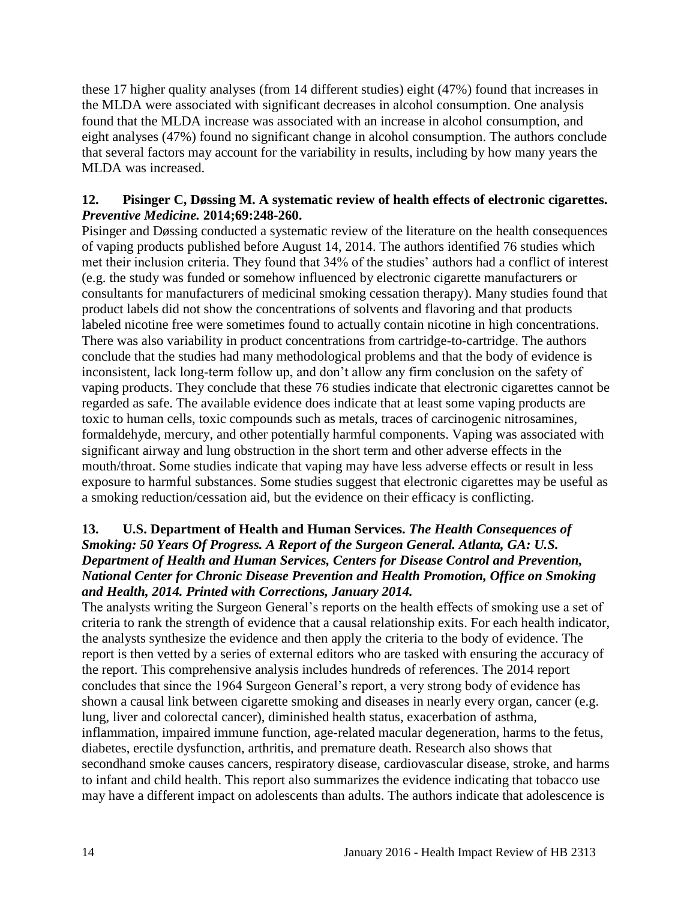these 17 higher quality analyses (from 14 different studies) eight (47%) found that increases in the MLDA were associated with significant decreases in alcohol consumption. One analysis found that the MLDA increase was associated with an increase in alcohol consumption, and eight analyses (47%) found no significant change in alcohol consumption. The authors conclude that several factors may account for the variability in results, including by how many years the MLDA was increased.

**12. Pisinger C, Døssing M. A systematic review of health effects of electronic cigarettes.** ***Preventive Medicine.*** **2014;69:248-260.**

Pisinger and Døssing conducted a systematic review of the literature on the health consequences of vaping products published before August 14, 2014. The authors identified 76 studies which met their inclusion criteria. They found that 34% of the studies' authors had a conflict of interest (e.g. the study was funded or somehow influenced by electronic cigarette manufacturers or consultants for manufacturers of medicinal smoking cessation therapy). Many studies found that product labels did not show the concentrations of solvents and flavoring and that products labeled nicotine free were sometimes found to actually contain nicotine in high concentrations. There was also variability in product concentrations from cartridge-to-cartridge. The authors conclude that the studies had many methodological problems and that the body of evidence is inconsistent, lack long-term follow up, and don't allow any firm conclusion on the safety of vaping products. They conclude that these 76 studies indicate that electronic cigarettes cannot be regarded as safe. The available evidence does indicate that at least some vaping products are toxic to human cells, toxic compounds such as metals, traces of carcinogenic nitrosamines, formaldehyde, mercury, and other potentially harmful components. Vaping was associated with significant airway and lung obstruction in the short term and other adverse effects in the mouth/throat. Some studies indicate that vaping may have less adverse effects or result in less exposure to harmful substances. Some studies suggest that electronic cigarettes may be useful as a smoking reduction/cessation aid, but the evidence on their efficacy is conflicting.

**13. U.S. Department of Health and Human Services.** ***The Health Consequences of Smoking: 50 Years Of Progress. A Report of the Surgeon General. Atlanta, GA: U.S. Department of Health and Human Services, Centers for Disease Control and Prevention, National Center for Chronic Disease Prevention and Health Promotion, Office on Smoking and Health, 2014. Printed with Corrections, January 2014.***

The analysts writing the Surgeon General's reports on the health effects of smoking use a set of criteria to rank the strength of evidence that a causal relationship exits. For each health indicator, the analysts synthesize the evidence and then apply the criteria to the body of evidence. The report is then vetted by a series of external editors who are tasked with ensuring the accuracy of the report. This comprehensive analysis includes hundreds of references. The 2014 report concludes that since the 1964 Surgeon General's report, a very strong body of evidence has shown a causal link between cigarette smoking and diseases in nearly every organ, cancer (e.g. lung, liver and colorectal cancer), diminished health status, exacerbation of asthma, inflammation, impaired immune function, age-related macular degeneration, harms to the fetus, diabetes, erectile dysfunction, arthritis, and premature death. Research also shows that secondhand smoke causes cancers, respiratory disease, cardiovascular disease, stroke, and harms to infant and child health. This report also summarizes the evidence indicating that tobacco use may have a different impact on adolescents than adults. The authors indicate that adolescence is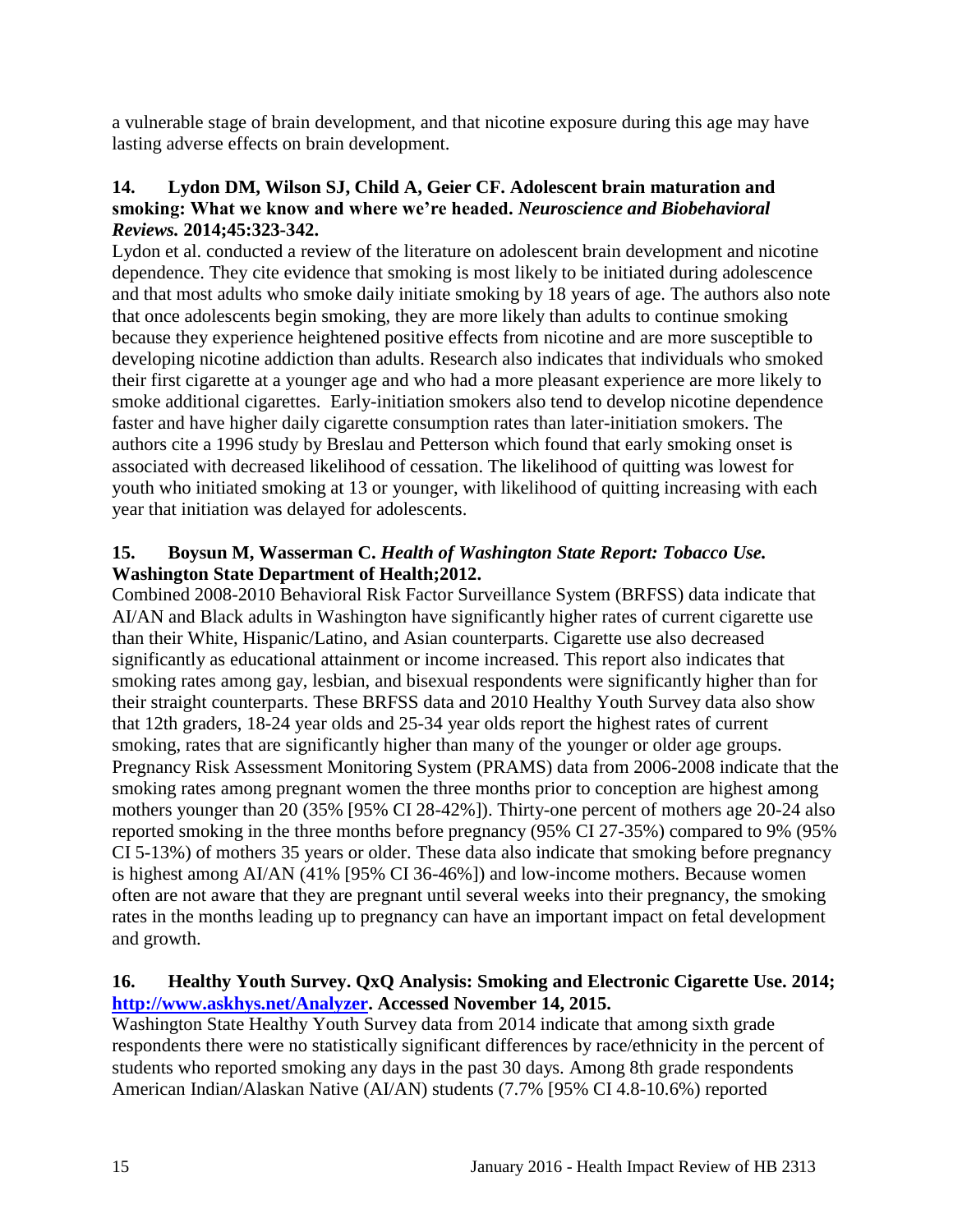a vulnerable stage of brain development, and that nicotine exposure during this age may have lasting adverse effects on brain development.

**14. Lydon DM, Wilson SJ, Child A, Geier CF. Adolescent brain maturation and smoking: What we know and where we're headed.** ***Neuroscience and Biobehavioral Reviews.*** **2014;45:323-342.**

Lydon et al. conducted a review of the literature on adolescent brain development and nicotine dependence. They cite evidence that smoking is most likely to be initiated during adolescence and that most adults who smoke daily initiate smoking by 18 years of age. The authors also note that once adolescents begin smoking, they are more likely than adults to continue smoking because they experience heightened positive effects from nicotine and are more susceptible to developing nicotine addiction than adults. Research also indicates that individuals who smoked their first cigarette at a younger age and who had a more pleasant experience are more likely to smoke additional cigarettes. Early-initiation smokers also tend to develop nicotine dependence faster and have higher daily cigarette consumption rates than later-initiation smokers. The authors cite a 1996 study by Breslau and Petterson which found that early smoking onset is associated with decreased likelihood of cessation. The likelihood of quitting was lowest for youth who initiated smoking at 13 or younger, with likelihood of quitting increasing with each year that initiation was delayed for adolescents.

**15. Boysun M, Wasserman C.** ***Health of Washington State Report: Tobacco Use.*** **Washington State Department of Health;2012.**

Combined 2008-2010 Behavioral Risk Factor Surveillance System (BRFSS) data indicate that AI/AN and Black adults in Washington have significantly higher rates of current cigarette use than their White, Hispanic/Latino, and Asian counterparts. Cigarette use also decreased significantly as educational attainment or income increased. This report also indicates that smoking rates among gay, lesbian, and bisexual respondents were significantly higher than for their straight counterparts. These BRFSS data and 2010 Healthy Youth Survey data also show that 12th graders, 18-24 year olds and 25-34 year olds report the highest rates of current smoking, rates that are significantly higher than many of the younger or older age groups. Pregnancy Risk Assessment Monitoring System (PRAMS) data from 2006-2008 indicate that the smoking rates among pregnant women the three months prior to conception are highest among mothers younger than 20 (35% [95% CI 28-42%]). Thirty-one percent of mothers age 20-24 also reported smoking in the three months before pregnancy (95% CI 27-35%) compared to 9% (95% CI 5-13%) of mothers 35 years or older. These data also indicate that smoking before pregnancy is highest among AI/AN (41% [95% CI 36-46%]) and low-income mothers. Because women often are not aware that they are pregnant until several weeks into their pregnancy, the smoking rates in the months leading up to pregnancy can have an important impact on fetal development and growth.

**16. Healthy Youth Survey. QxQ Analysis: Smoking and Electronic Cigarette Use. 2014; [http://www.askhys.net/Analyzer](http://www.askhys.net/Analyzer). Accessed November 14, 2015.**

Washington State Healthy Youth Survey data from 2014 indicate that among sixth grade respondents there were no statistically significant differences by race/ethnicity in the percent of students who reported smoking any days in the past 30 days. Among 8th grade respondents American Indian/Alaskan Native (AI/AN) students (7.7% [95% CI 4.8-10.6%) reported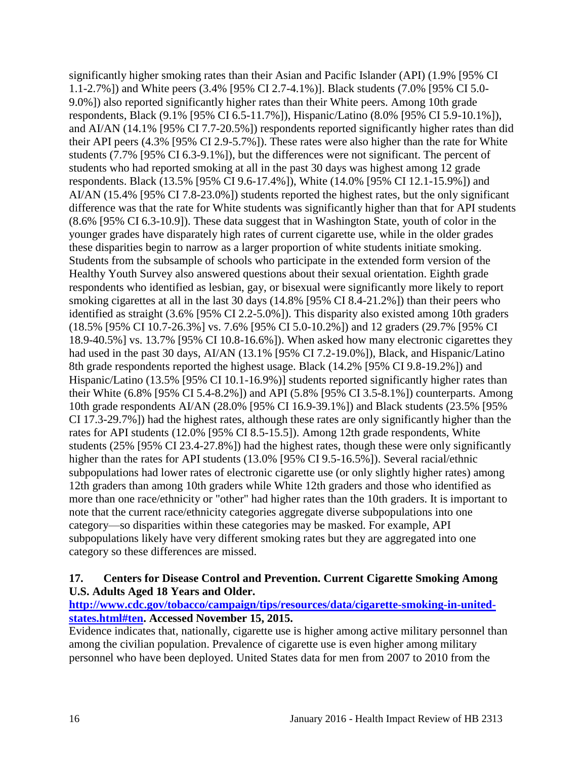significantly higher smoking rates than their Asian and Pacific Islander (API) (1.9% [95% CI 1.1-2.7%]) and White peers (3.4% [95% CI 2.7-4.1%)]. Black students (7.0% [95% CI 5.0-9.0%]) also reported significantly higher rates than their White peers. Among 10th grade respondents, Black (9.1% [95% CI 6.5-11.7%]), Hispanic/Latino (8.0% [95% CI 5.9-10.1%]), and AI/AN (14.1% [95% CI 7.7-20.5%]) respondents reported significantly higher rates than did their API peers (4.3% [95% CI 2.9-5.7%]). These rates were also higher than the rate for White students (7.7% [95% CI 6.3-9.1%]), but the differences were not significant. The percent of students who had reported smoking at all in the past 30 days was highest among 12 grade respondents. Black (13.5% [95% CI 9.6-17.4%]), White (14.0% [95% CI 12.1-15.9%]) and AI/AN (15.4% [95% CI 7.8-23.0%]) students reported the highest rates, but the only significant difference was that the rate for White students was significantly higher than that for API students (8.6% [95% CI 6.3-10.9]). These data suggest that in Washington State, youth of color in the younger grades have disparately high rates of current cigarette use, while in the older grades these disparities begin to narrow as a larger proportion of white students initiate smoking. Students from the subsample of schools who participate in the extended form version of the Healthy Youth Survey also answered questions about their sexual orientation. Eighth grade respondents who identified as lesbian, gay, or bisexual were significantly more likely to report smoking cigarettes at all in the last 30 days (14.8% [95% CI 8.4-21.2%]) than their peers who identified as straight (3.6% [95% CI 2.2-5.0%]). This disparity also existed among 10th graders (18.5% [95% CI 10.7-26.3%] vs. 7.6% [95% CI 5.0-10.2%]) and 12 graders (29.7% [95% CI 18.9-40.5%] vs. 13.7% [95% CI 10.8-16.6%]). When asked how many electronic cigarettes they had used in the past 30 days, AI/AN (13.1% [95% CI 7.2-19.0%]), Black, and Hispanic/Latino 8th grade respondents reported the highest usage. Black (14.2% [95% CI 9.8-19.2%]) and Hispanic/Latino (13.5% [95% CI 10.1-16.9%)] students reported significantly higher rates than their White (6.8% [95% CI 5.4-8.2%]) and API (5.8% [95% CI 3.5-8.1%]) counterparts. Among 10th grade respondents AI/AN (28.0% [95% CI 16.9-39.1%]) and Black students (23.5% [95% CI 17.3-29.7%]) had the highest rates, although these rates are only significantly higher than the rates for API students (12.0% [95% CI 8.5-15.5]). Among 12th grade respondents, White students (25% [95% CI 23.4-27.8%]) had the highest rates, though these were only significantly higher than the rates for API students (13.0% [95% CI 9.5-16.5%]). Several racial/ethnic subpopulations had lower rates of electronic cigarette use (or only slightly higher rates) among 12th graders than among 10th graders while White 12th graders and those who identified as more than one race/ethnicity or "other" had higher rates than the 10th graders. It is important to note that the current race/ethnicity categories aggregate diverse subpopulations into one category—so disparities within these categories may be masked. For example, API subpopulations likely have very different smoking rates but they are aggregated into one category so these differences are missed.

**17. Centers for Disease Control and Prevention. Current Cigarette Smoking Among U.S. Adults Aged 18 Years and Older. [http://www.cdc.gov/tobacco/campaign/tips/resources/data/cigarette-smoking-in-united-states.html#ten](http://www.cdc.gov/tobacco/campaign/tips/resources/data/cigarette-smoking-in-united-states.html#ten). Accessed November 15, 2015.**

Evidence indicates that, nationally, cigarette use is higher among active military personnel than among the civilian population. Prevalence of cigarette use is even higher among military personnel who have been deployed. United States data for men from 2007 to 2010 from the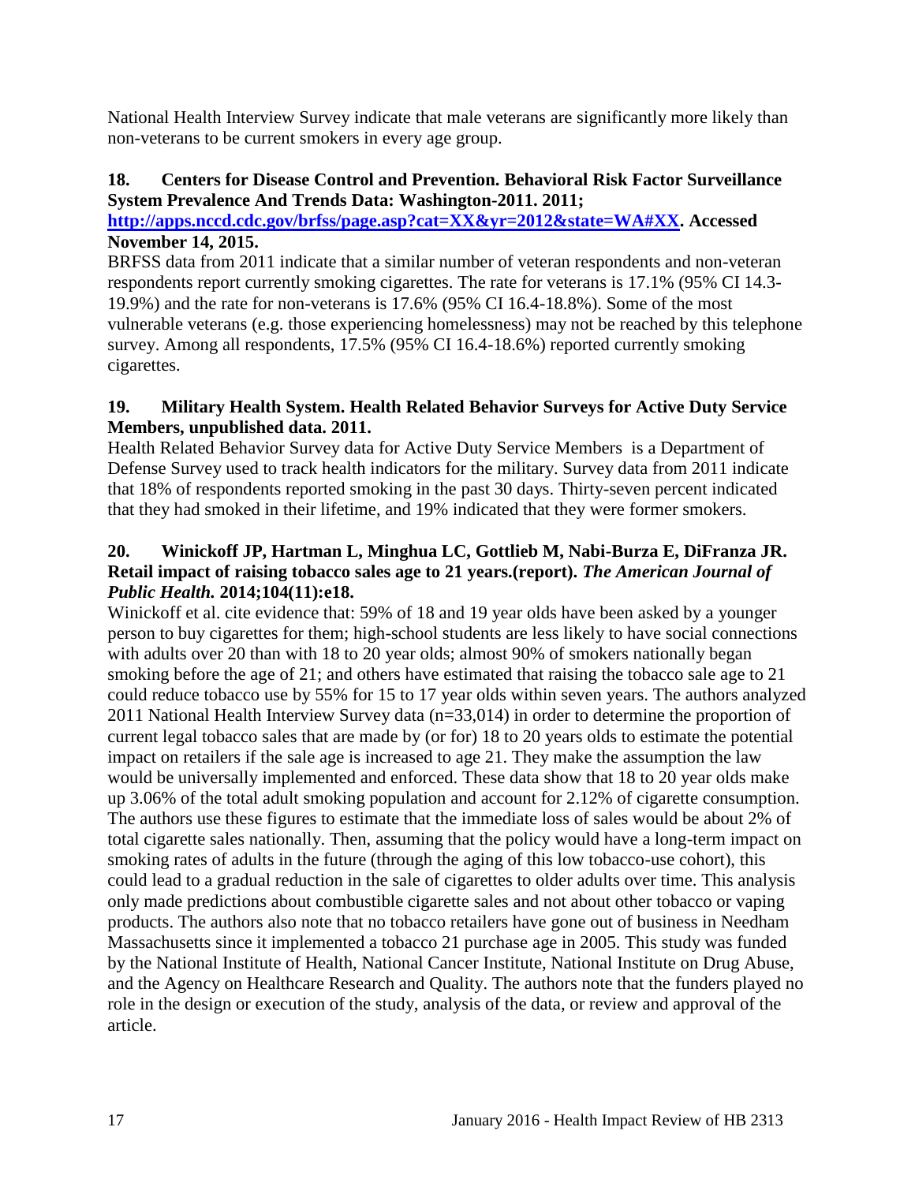National Health Interview Survey indicate that male veterans are significantly more likely than non-veterans to be current smokers in every age group.

**18. Centers for Disease Control and Prevention. Behavioral Risk Factor Surveillance System Prevalence And Trends Data: Washington-2011. 2011; [http://apps.nccd.cdc.gov/brfss/page.asp?cat=XX&yr=2012&state=WA#XX](http://apps.nccd.cdc.gov/brfss/page.asp?cat=XX&yr=2012&state=WA#XX). Accessed November 14, 2015.**

BRFSS data from 2011 indicate that a similar number of veteran respondents and non-veteran respondents report currently smoking cigarettes. The rate for veterans is 17.1% (95% CI 14.3-19.9%) and the rate for non-veterans is 17.6% (95% CI 16.4-18.8%). Some of the most vulnerable veterans (e.g. those experiencing homelessness) may not be reached by this telephone survey. Among all respondents, 17.5% (95% CI 16.4-18.6%) reported currently smoking cigarettes.

**19. Military Health System. Health Related Behavior Surveys for Active Duty Service Members, unpublished data. 2011.**

Health Related Behavior Survey data for Active Duty Service Members is a Department of Defense Survey used to track health indicators for the military. Survey data from 2011 indicate that 18% of respondents reported smoking in the past 30 days. Thirty-seven percent indicated that they had smoked in their lifetime, and 19% indicated that they were former smokers.

**20. Winickoff JP, Hartman L, Minghua LC, Gottlieb M, Nabi-Burza E, DiFranza JR. Retail impact of raising tobacco sales age to 21 years.(report).** ***The American Journal of Public Health.*** **2014;104(11):e18.**

Winickoff et al. cite evidence that: 59% of 18 and 19 year olds have been asked by a younger person to buy cigarettes for them; high-school students are less likely to have social connections with adults over 20 than with 18 to 20 year olds; almost 90% of smokers nationally began smoking before the age of 21; and others have estimated that raising the tobacco sale age to 21 could reduce tobacco use by 55% for 15 to 17 year olds within seven years. The authors analyzed 2011 National Health Interview Survey data (n=33,014) in order to determine the proportion of current legal tobacco sales that are made by (or for) 18 to 20 years olds to estimate the potential impact on retailers if the sale age is increased to age 21. They make the assumption the law would be universally implemented and enforced. These data show that 18 to 20 year olds make up 3.06% of the total adult smoking population and account for 2.12% of cigarette consumption. The authors use these figures to estimate that the immediate loss of sales would be about 2% of total cigarette sales nationally. Then, assuming that the policy would have a long-term impact on smoking rates of adults in the future (through the aging of this low tobacco-use cohort), this could lead to a gradual reduction in the sale of cigarettes to older adults over time. This analysis only made predictions about combustible cigarette sales and not about other tobacco or vaping products. The authors also note that no tobacco retailers have gone out of business in Needham Massachusetts since it implemented a tobacco 21 purchase age in 2005. This study was funded by the National Institute of Health, National Cancer Institute, National Institute on Drug Abuse, and the Agency on Healthcare Research and Quality. The authors note that the funders played no role in the design or execution of the study, analysis of the data, or review and approval of the article.